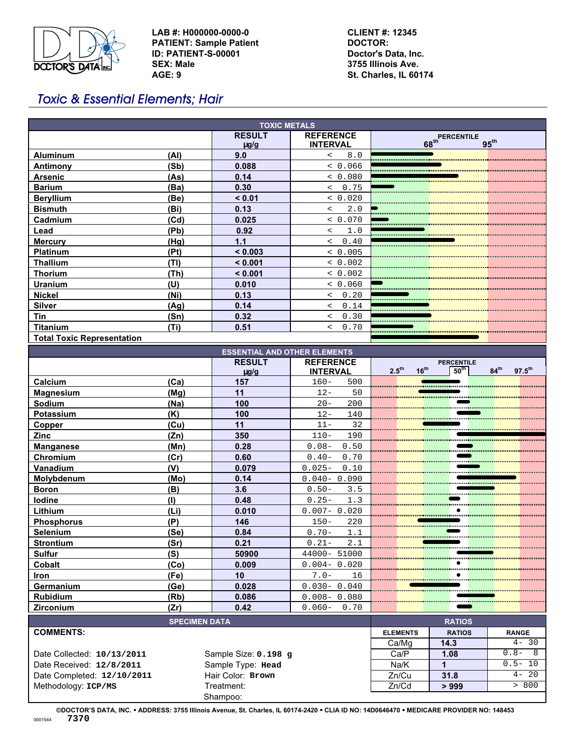LAB #: H000000-0000-0
PATIENT: Sample Patient
ID: PATIENT-S-00001
SEX: Male
AGE: 9

CLIENT #: 12345
DOCTOR:
Doctor's Data, Inc.
3755 Illinois Ave.
St. Charles, IL 60174

# Toxic & Essential Elements; Hair

| TOXIC METALS | | | |
|---|---|---|---|
| | | RESULT µg/g | REFERENCE INTERVAL |
| Aluminum | (Al) | 9.0 | < 8.0 |
| Antimony | (Sb) | 0.088 | < 0.066 |
| Arsenic | (As) | 0.14 | < 0.080 |
| Barium | (Ba) | 0.30 | < 0.75 |
| Beryllium | (Be) | < 0.01 | < 0.020 |
| Bismuth | (Bi) | 0.13 | < 2.0 |
| Cadmium | (Cd) | 0.025 | < 0.070 |
| Lead | (Pb) | 0.92 | < 1.0 |
| Mercury | (Hg) | 1.1 | < 0.40 |
| Platinum | (Pt) | < 0.003 | < 0.005 |
| Thallium | (Tl) | < 0.001 | < 0.002 |
| Thorium | (Th) | < 0.001 | < 0.002 |
| Uranium | (U) | 0.010 | < 0.060 |
| Nickel | (Ni) | 0.13 | < 0.20 |
| Silver | (Ag) | 0.14 | < 0.14 |
| Tin | (Sn) | 0.32 | < 0.30 |
| Titanium | (Ti) | 0.51 | < 0.70 |
| Total Toxic Representation | | | |

| ESSENTIAL AND OTHER ELEMENTS | | | |
|---|---|---|---|
| | | RESULT µg/g | REFERENCE INTERVAL |
| Calcium | (Ca) | 157 | 160- 500 |
| Magnesium | (Mg) | 11 | 12- 50 |
| Sodium | (Na) | 100 | 20- 200 |
| Potassium | (K) | 100 | 12- 140 |
| Copper | (Cu) | 11 | 11- 32 |
| Zinc | (Zn) | 350 | 110- 190 |
| Manganese | (Mn) | 0.28 | 0.08- 0.50 |
| Chromium | (Cr) | 0.60 | 0.40- 0.70 |
| Vanadium | (V) | 0.079 | 0.025- 0.10 |
| Molybdenum | (Mo) | 0.14 | 0.040- 0.090 |
| Boron | (B) | 3.6 | 0.50- 3.5 |
| Iodine | (I) | 0.48 | 0.25- 1.3 |
| Lithium | (Li) | 0.010 | 0.007- 0.020 |
| Phosphorus | (P) | 146 | 150- 220 |
| Selenium | (Se) | 0.84 | 0.70- 1.1 |
| Strontium | (Sr) | 0.21 | 0.21- 2.1 |
| Sulfur | (S) | 50900 | 44000- 51000 |
| Cobalt | (Co) | 0.009 | 0.004- 0.020 |
| Iron | (Fe) | 10 | 7.0- 16 |
| Germanium | (Ge) | 0.028 | 0.030- 0.040 |
| Rubidium | (Rb) | 0.086 | 0.008- 0.080 |
| Zirconium | (Zr) | 0.42 | 0.060- 0.70 |

## SPECIMEN DATA

COMMENTS:

Date Collected: **10/13/2011**
Date Received: **12/8/2011**
Date Completed: **12/10/2011**
Methodology: **ICP/MS**

Sample Size: **0.198 g**
Sample Type: **Head**
Hair Color: **Brown**
Treatment:
Shampoo:

## RATIOS

| ELEMENTS | RATIOS | RANGE |
|---|---|---|
| Ca/Mg | 14.3 | 4- 30 |
| Ca/P | 1.08 | 0.8- 8 |
| Na/K | 1 | 0.5- 10 |
| Zn/Cu | 31.8 | 4- 20 |
| Zn/Cd | > 999 | > 800 |

©DOCTOR'S DATA, INC. • ADDRESS: 3755 Illinois Avenue, St. Charles, IL 60174-2420 • CLIA ID NO: 14D0646470 • MEDICARE PROVIDER NO: 148453

0001544 7370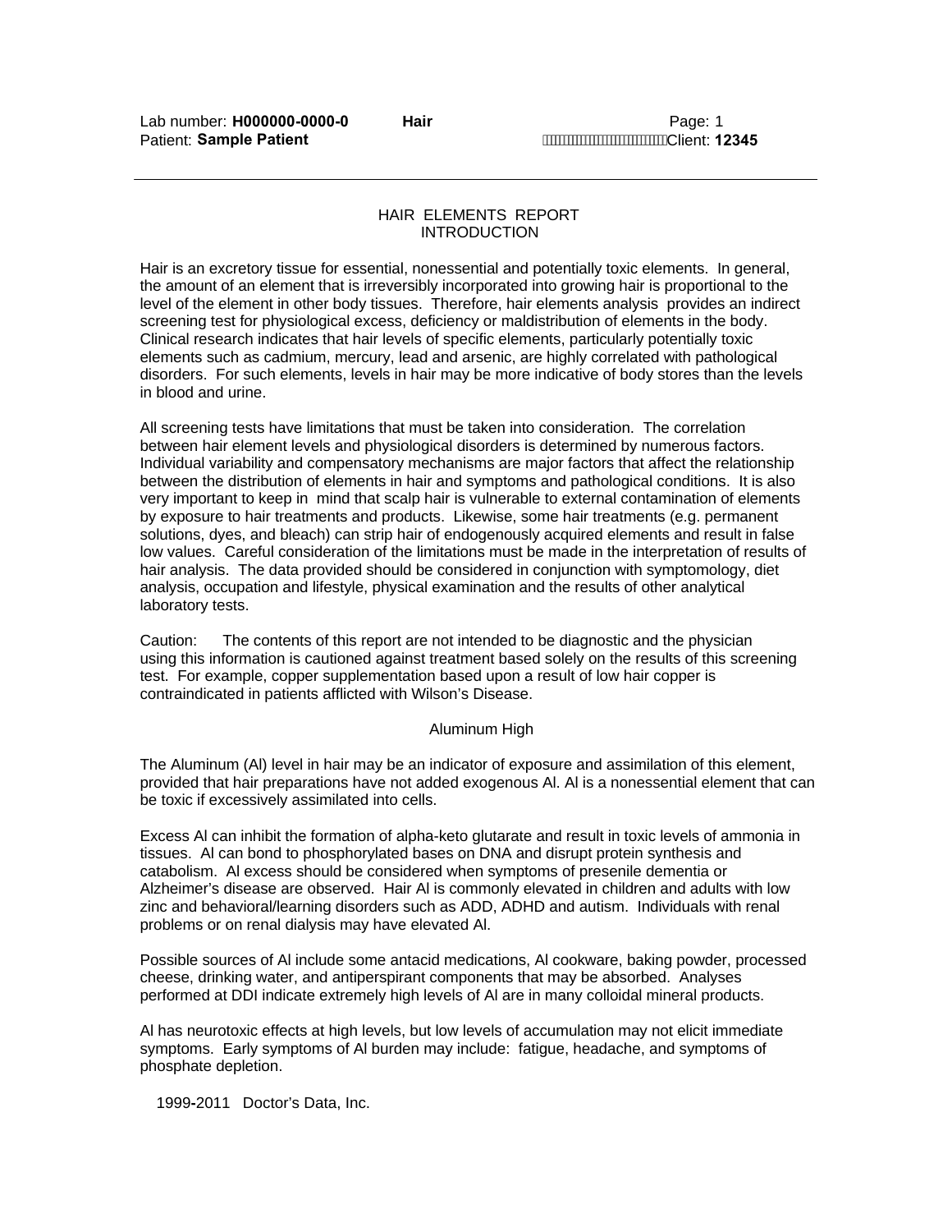# HAIR ELEMENTS REPORT
## INTRODUCTION

Hair is an excretory tissue for essential, nonessential and potentially toxic elements. In general, the amount of an element that is irreversibly incorporated into growing hair is proportional to the level of the element in other body tissues. Therefore, hair elements analysis provides an indirect screening test for physiological excess, deficiency or maldistribution of elements in the body. Clinical research indicates that hair levels of specific elements, particularly potentially toxic elements such as cadmium, mercury, lead and arsenic, are highly correlated with pathological disorders. For such elements, levels in hair may be more indicative of body stores than the levels in blood and urine.

All screening tests have limitations that must be taken into consideration. The correlation between hair element levels and physiological disorders is determined by numerous factors. Individual variability and compensatory mechanisms are major factors that affect the relationship between the distribution of elements in hair and symptoms and pathological conditions. It is also very important to keep in mind that scalp hair is vulnerable to external contamination of elements by exposure to hair treatments and products. Likewise, some hair treatments (e.g. permanent solutions, dyes, and bleach) can strip hair of endogenously acquired elements and result in false low values. Careful consideration of the limitations must be made in the interpretation of results of hair analysis. The data provided should be considered in conjunction with symptomology, diet analysis, occupation and lifestyle, physical examination and the results of other analytical laboratory tests.

Caution: The contents of this report are not intended to be diagnostic and the physician using this information is cautioned against treatment based solely on the results of this screening test. For example, copper supplementation based upon a result of low hair copper is contraindicated in patients afflicted with Wilson's Disease.

### Aluminum High

The Aluminum (Al) level in hair may be an indicator of exposure and assimilation of this element, provided that hair preparations have not added exogenous Al. Al is a nonessential element that can be toxic if excessively assimilated into cells.

Excess Al can inhibit the formation of alpha-keto glutarate and result in toxic levels of ammonia in tissues. Al can bond to phosphorylated bases on DNA and disrupt protein synthesis and catabolism. Al excess should be considered when symptoms of presenile dementia or Alzheimer's disease are observed. Hair Al is commonly elevated in children and adults with low zinc and behavioral/learning disorders such as ADD, ADHD and autism. Individuals with renal problems or on renal dialysis may have elevated Al.

Possible sources of Al include some antacid medications, Al cookware, baking powder, processed cheese, drinking water, and antiperspirant components that may be absorbed. Analyses performed at DDI indicate extremely high levels of Al are in many colloidal mineral products.

Al has neurotoxic effects at high levels, but low levels of accumulation may not elicit immediate symptoms. Early symptoms of Al burden may include: fatigue, headache, and symptoms of phosphate depletion.

1999-2011 Doctor's Data, Inc.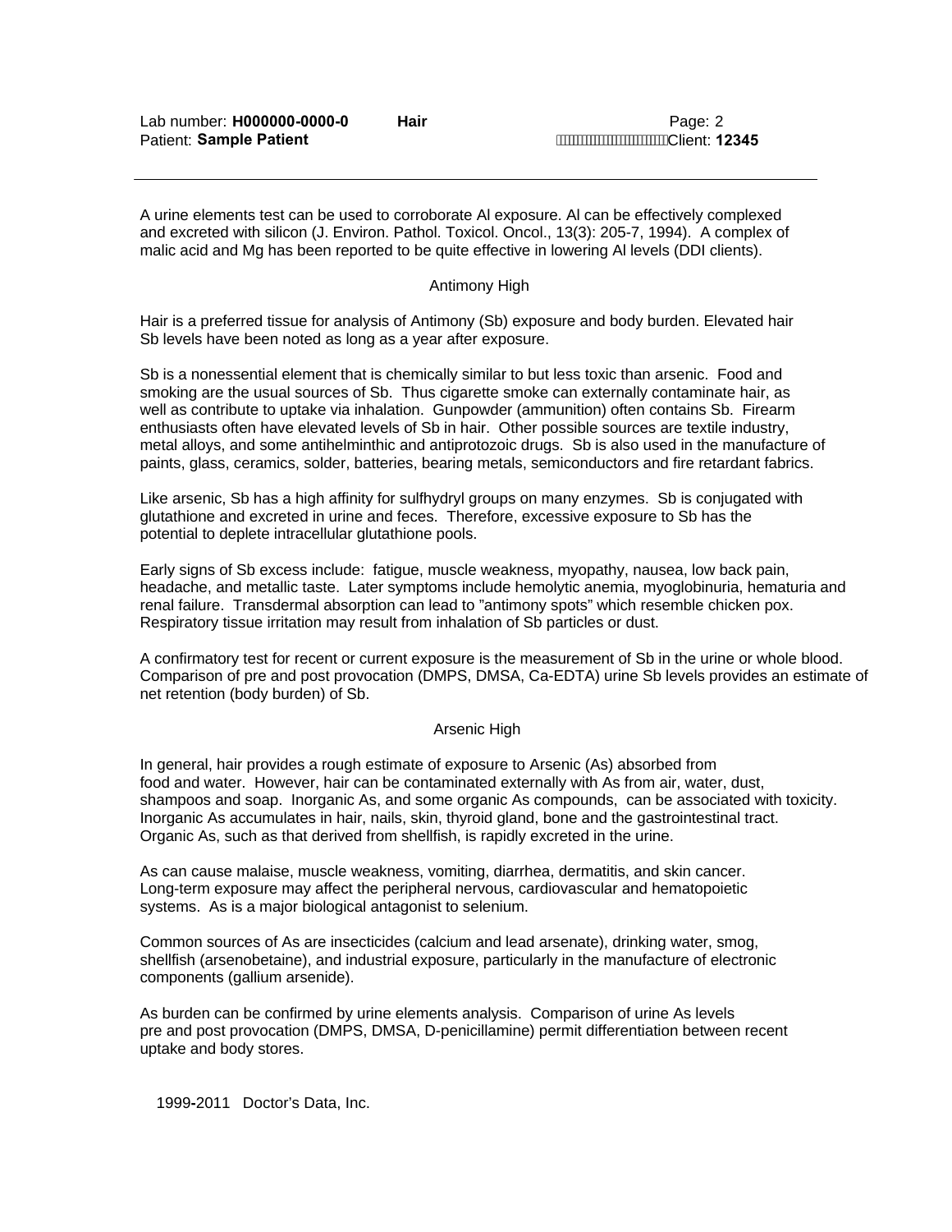A urine elements test can be used to corroborate Al exposure. Al can be effectively complexed and excreted with silicon (J. Environ. Pathol. Toxicol. Oncol., 13(3): 205-7, 1994). A complex of malic acid and Mg has been reported to be quite effective in lowering Al levels (DDI clients).

## Antimony High

Hair is a preferred tissue for analysis of Antimony (Sb) exposure and body burden. Elevated hair Sb levels have been noted as long as a year after exposure.

Sb is a nonessential element that is chemically similar to but less toxic than arsenic. Food and smoking are the usual sources of Sb. Thus cigarette smoke can externally contaminate hair, as well as contribute to uptake via inhalation. Gunpowder (ammunition) often contains Sb. Firearm enthusiasts often have elevated levels of Sb in hair. Other possible sources are textile industry, metal alloys, and some antihelminthic and antiprotozoic drugs. Sb is also used in the manufacture of paints, glass, ceramics, solder, batteries, bearing metals, semiconductors and fire retardant fabrics.

Like arsenic, Sb has a high affinity for sulfhydryl groups on many enzymes. Sb is conjugated with glutathione and excreted in urine and feces. Therefore, excessive exposure to Sb has the potential to deplete intracellular glutathione pools.

Early signs of Sb excess include: fatigue, muscle weakness, myopathy, nausea, low back pain, headache, and metallic taste. Later symptoms include hemolytic anemia, myoglobinuria, hematuria and renal failure. Transdermal absorption can lead to "antimony spots" which resemble chicken pox. Respiratory tissue irritation may result from inhalation of Sb particles or dust.

A confirmatory test for recent or current exposure is the measurement of Sb in the urine or whole blood. Comparison of pre and post provocation (DMPS, DMSA, Ca-EDTA) urine Sb levels provides an estimate of net retention (body burden) of Sb.

## Arsenic High

In general, hair provides a rough estimate of exposure to Arsenic (As) absorbed from food and water. However, hair can be contaminated externally with As from air, water, dust, shampoos and soap. Inorganic As, and some organic As compounds, can be associated with toxicity. Inorganic As accumulates in hair, nails, skin, thyroid gland, bone and the gastrointestinal tract. Organic As, such as that derived from shellfish, is rapidly excreted in the urine.

As can cause malaise, muscle weakness, vomiting, diarrhea, dermatitis, and skin cancer. Long-term exposure may affect the peripheral nervous, cardiovascular and hematopoietic systems. As is a major biological antagonist to selenium.

Common sources of As are insecticides (calcium and lead arsenate), drinking water, smog, shellfish (arsenobetaine), and industrial exposure, particularly in the manufacture of electronic components (gallium arsenide).

As burden can be confirmed by urine elements analysis. Comparison of urine As levels pre and post provocation (DMPS, DMSA, D-penicillamine) permit differentiation between recent uptake and body stores.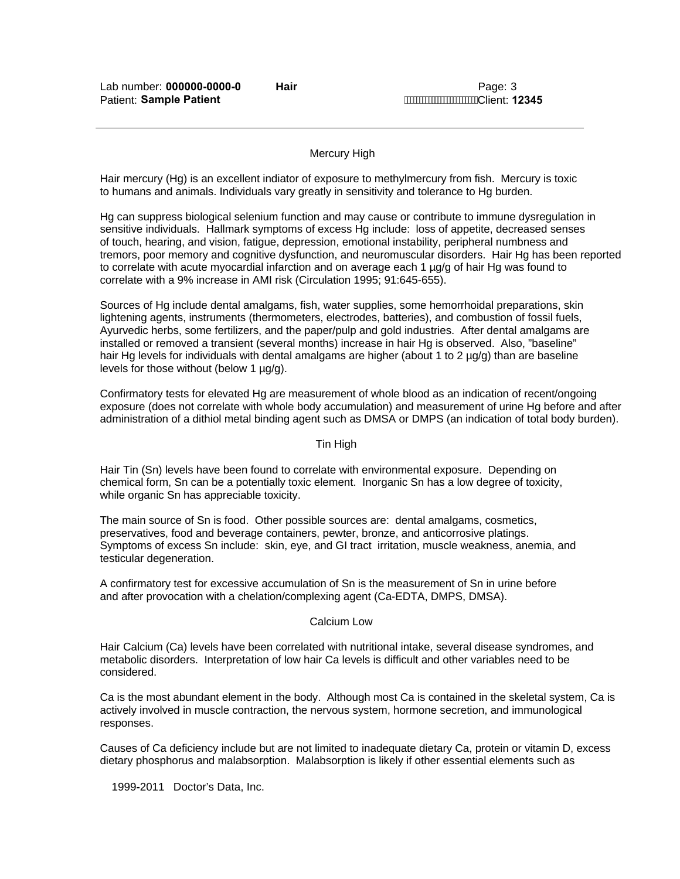## Mercury High

Hair mercury (Hg) is an excellent indiator of exposure to methylmercury from fish. Mercury is toxic to humans and animals. Individuals vary greatly in sensitivity and tolerance to Hg burden.

Hg can suppress biological selenium function and may cause or contribute to immune dysregulation in sensitive individuals. Hallmark symptoms of excess Hg include: loss of appetite, decreased senses of touch, hearing, and vision, fatigue, depression, emotional instability, peripheral numbness and tremors, poor memory and cognitive dysfunction, and neuromuscular disorders. Hair Hg has been reported to correlate with acute myocardial infarction and on average each 1 µg/g of hair Hg was found to correlate with a 9% increase in AMI risk (Circulation 1995; 91:645-655).

Sources of Hg include dental amalgams, fish, water supplies, some hemorrhoidal preparations, skin lightening agents, instruments (thermometers, electrodes, batteries), and combustion of fossil fuels, Ayurvedic herbs, some fertilizers, and the paper/pulp and gold industries. After dental amalgams are installed or removed a transient (several months) increase in hair Hg is observed. Also, "baseline" hair Hg levels for individuals with dental amalgams are higher (about 1 to 2 µg/g) than are baseline levels for those without (below 1 µg/g).

Confirmatory tests for elevated Hg are measurement of whole blood as an indication of recent/ongoing exposure (does not correlate with whole body accumulation) and measurement of urine Hg before and after administration of a dithiol metal binding agent such as DMSA or DMPS (an indication of total body burden).

## Tin High

Hair Tin (Sn) levels have been found to correlate with environmental exposure. Depending on chemical form, Sn can be a potentially toxic element. Inorganic Sn has a low degree of toxicity, while organic Sn has appreciable toxicity.

The main source of Sn is food. Other possible sources are: dental amalgams, cosmetics, preservatives, food and beverage containers, pewter, bronze, and anticorrosive platings. Symptoms of excess Sn include: skin, eye, and GI tract irritation, muscle weakness, anemia, and testicular degeneration.

A confirmatory test for excessive accumulation of Sn is the measurement of Sn in urine before and after provocation with a chelation/complexing agent (Ca-EDTA, DMPS, DMSA).

## Calcium Low

Hair Calcium (Ca) levels have been correlated with nutritional intake, several disease syndromes, and metabolic disorders. Interpretation of low hair Ca levels is difficult and other variables need to be considered.

Ca is the most abundant element in the body. Although most Ca is contained in the skeletal system, Ca is actively involved in muscle contraction, the nervous system, hormone secretion, and immunological responses.

Causes of Ca deficiency include but are not limited to inadequate dietary Ca, protein or vitamin D, excess dietary phosphorus and malabsorption. Malabsorption is likely if other essential elements such as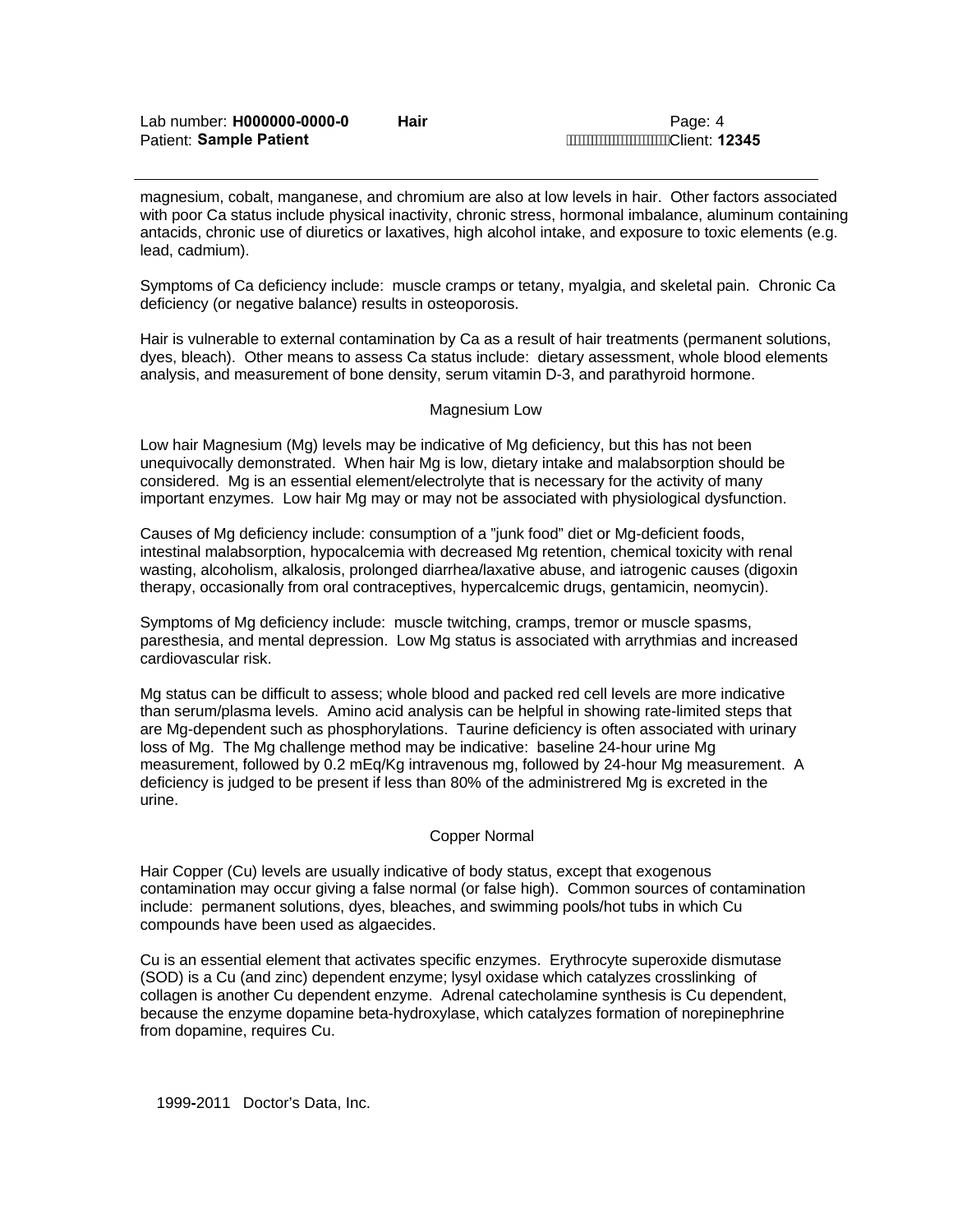magnesium, cobalt, manganese, and chromium are also at low levels in hair. Other factors associated with poor Ca status include physical inactivity, chronic stress, hormonal imbalance, aluminum containing antacids, chronic use of diuretics or laxatives, high alcohol intake, and exposure to toxic elements (e.g. lead, cadmium).

Symptoms of Ca deficiency include: muscle cramps or tetany, myalgia, and skeletal pain. Chronic Ca deficiency (or negative balance) results in osteoporosis.

Hair is vulnerable to external contamination by Ca as a result of hair treatments (permanent solutions, dyes, bleach). Other means to assess Ca status include: dietary assessment, whole blood elements analysis, and measurement of bone density, serum vitamin D-3, and parathyroid hormone.

### Magnesium Low

Low hair Magnesium (Mg) levels may be indicative of Mg deficiency, but this has not been unequivocally demonstrated. When hair Mg is low, dietary intake and malabsorption should be considered. Mg is an essential element/electrolyte that is necessary for the activity of many important enzymes. Low hair Mg may or may not be associated with physiological dysfunction.

Causes of Mg deficiency include: consumption of a "junk food" diet or Mg-deficient foods, intestinal malabsorption, hypocalcemia with decreased Mg retention, chemical toxicity with renal wasting, alcoholism, alkalosis, prolonged diarrhea/laxative abuse, and iatrogenic causes (digoxin therapy, occasionally from oral contraceptives, hypercalcemic drugs, gentamicin, neomycin).

Symptoms of Mg deficiency include: muscle twitching, cramps, tremor or muscle spasms, paresthesia, and mental depression. Low Mg status is associated with arrythmias and increased cardiovascular risk.

Mg status can be difficult to assess; whole blood and packed red cell levels are more indicative than serum/plasma levels. Amino acid analysis can be helpful in showing rate-limited steps that are Mg-dependent such as phosphorylations. Taurine deficiency is often associated with urinary loss of Mg. The Mg challenge method may be indicative: baseline 24-hour urine Mg measurement, followed by 0.2 mEq/Kg intravenous mg, followed by 24-hour Mg measurement. A deficiency is judged to be present if less than 80% of the administrered Mg is excreted in the urine.

### Copper Normal

Hair Copper (Cu) levels are usually indicative of body status, except that exogenous contamination may occur giving a false normal (or false high). Common sources of contamination include: permanent solutions, dyes, bleaches, and swimming pools/hot tubs in which Cu compounds have been used as algaecides.

Cu is an essential element that activates specific enzymes. Erythrocyte superoxide dismutase (SOD) is a Cu (and zinc) dependent enzyme; lysyl oxidase which catalyzes crosslinking of collagen is another Cu dependent enzyme. Adrenal catecholamine synthesis is Cu dependent, because the enzyme dopamine beta-hydroxylase, which catalyzes formation of norepinephrine from dopamine, requires Cu.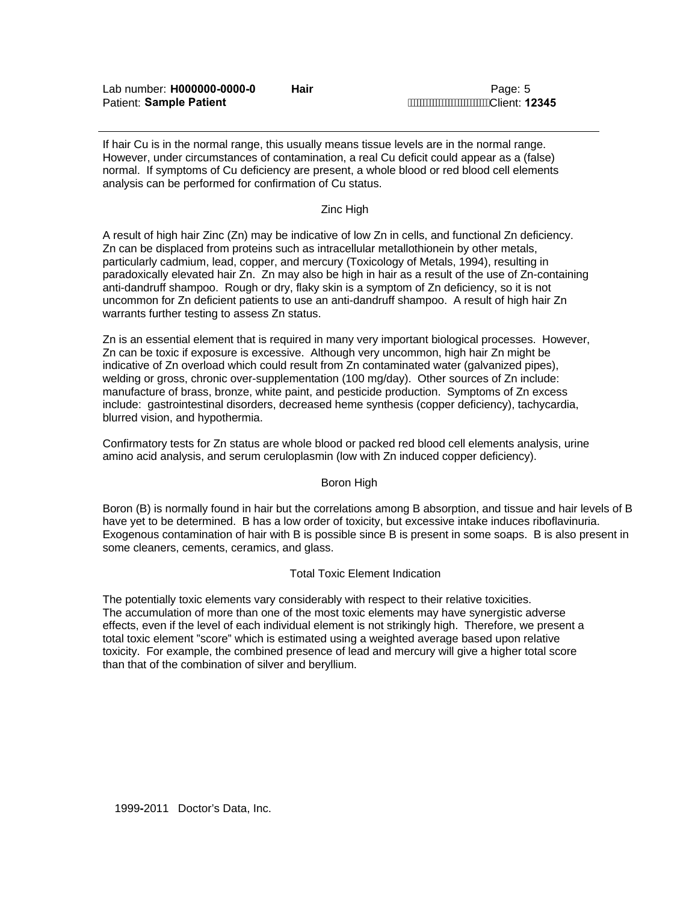If hair Cu is in the normal range, this usually means tissue levels are in the normal range. However, under circumstances of contamination, a real Cu deficit could appear as a (false) normal. If symptoms of Cu deficiency are present, a whole blood or red blood cell elements analysis can be performed for confirmation of Cu status.

## Zinc High

A result of high hair Zinc (Zn) may be indicative of low Zn in cells, and functional Zn deficiency. Zn can be displaced from proteins such as intracellular metallothionein by other metals, particularly cadmium, lead, copper, and mercury (Toxicology of Metals, 1994), resulting in paradoxically elevated hair Zn. Zn may also be high in hair as a result of the use of Zn-containing anti-dandruff shampoo. Rough or dry, flaky skin is a symptom of Zn deficiency, so it is not uncommon for Zn deficient patients to use an anti-dandruff shampoo. A result of high hair Zn warrants further testing to assess Zn status.

Zn is an essential element that is required in many very important biological processes. However, Zn can be toxic if exposure is excessive. Although very uncommon, high hair Zn might be indicative of Zn overload which could result from Zn contaminated water (galvanized pipes), welding or gross, chronic over-supplementation (100 mg/day). Other sources of Zn include: manufacture of brass, bronze, white paint, and pesticide production. Symptoms of Zn excess include: gastrointestinal disorders, decreased heme synthesis (copper deficiency), tachycardia, blurred vision, and hypothermia.

Confirmatory tests for Zn status are whole blood or packed red blood cell elements analysis, urine amino acid analysis, and serum ceruloplasmin (low with Zn induced copper deficiency).

## Boron High

Boron (B) is normally found in hair but the correlations among B absorption, and tissue and hair levels of B have yet to be determined. B has a low order of toxicity, but excessive intake induces riboflavinuria. Exogenous contamination of hair with B is possible since B is present in some soaps. B is also present in some cleaners, cements, ceramics, and glass.

## Total Toxic Element Indication

The potentially toxic elements vary considerably with respect to their relative toxicities. The accumulation of more than one of the most toxic elements may have synergistic adverse effects, even if the level of each individual element is not strikingly high. Therefore, we present a total toxic element "score" which is estimated using a weighted average based upon relative toxicity. For example, the combined presence of lead and mercury will give a higher total score than that of the combination of silver and beryllium.